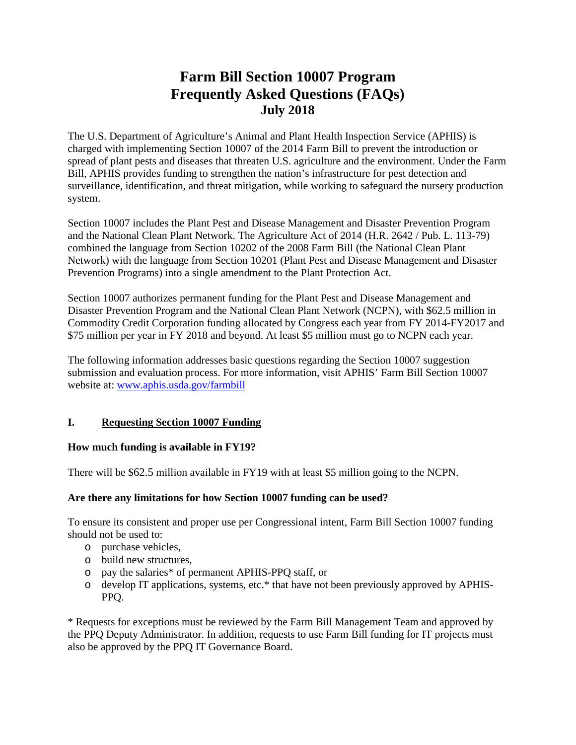# Farm Bill Section 10007 Program
# Frequently Asked Questions (FAQs)
## July 2018

The U.S. Department of Agriculture's Animal and Plant Health Inspection Service (APHIS) is charged with implementing Section 10007 of the 2014 Farm Bill to prevent the introduction or spread of plant pests and diseases that threaten U.S. agriculture and the environment. Under the Farm Bill, APHIS provides funding to strengthen the nation's infrastructure for pest detection and surveillance, identification, and threat mitigation, while working to safeguard the nursery production system.

Section 10007 includes the Plant Pest and Disease Management and Disaster Prevention Program and the National Clean Plant Network. The Agriculture Act of 2014 (H.R. 2642 / Pub. L. 113-79) combined the language from Section 10202 of the 2008 Farm Bill (the National Clean Plant Network) with the language from Section 10201 (Plant Pest and Disease Management and Disaster Prevention Programs) into a single amendment to the Plant Protection Act.

Section 10007 authorizes permanent funding for the Plant Pest and Disease Management and Disaster Prevention Program and the National Clean Plant Network (NCPN), with $62.5 million in Commodity Credit Corporation funding allocated by Congress each year from FY 2014-FY2017 and $75 million per year in FY 2018 and beyond. At least $5 million must go to NCPN each year.

The following information addresses basic questions regarding the Section 10007 suggestion submission and evaluation process. For more information, visit APHIS' Farm Bill Section 10007 website at: [www.aphis.usda.gov/farmbill](www.aphis.usda.gov/farmbill)

### I. Requesting Section 10007 Funding

**How much funding is available in FY19?**

There will be $62.5 million available in FY19 with at least $5 million going to the NCPN.

**Are there any limitations for how Section 10007 funding can be used?**

To ensure its consistent and proper use per Congressional intent, Farm Bill Section 10007 funding should not be used to:

- purchase vehicles,
- build new structures,
- pay the salaries* of permanent APHIS-PPQ staff, or
- develop IT applications, systems, etc.* that have not been previously approved by APHIS-PPQ.

* Requests for exceptions must be reviewed by the Farm Bill Management Team and approved by the PPQ Deputy Administrator. In addition, requests to use Farm Bill funding for IT projects must also be approved by the PPQ IT Governance Board.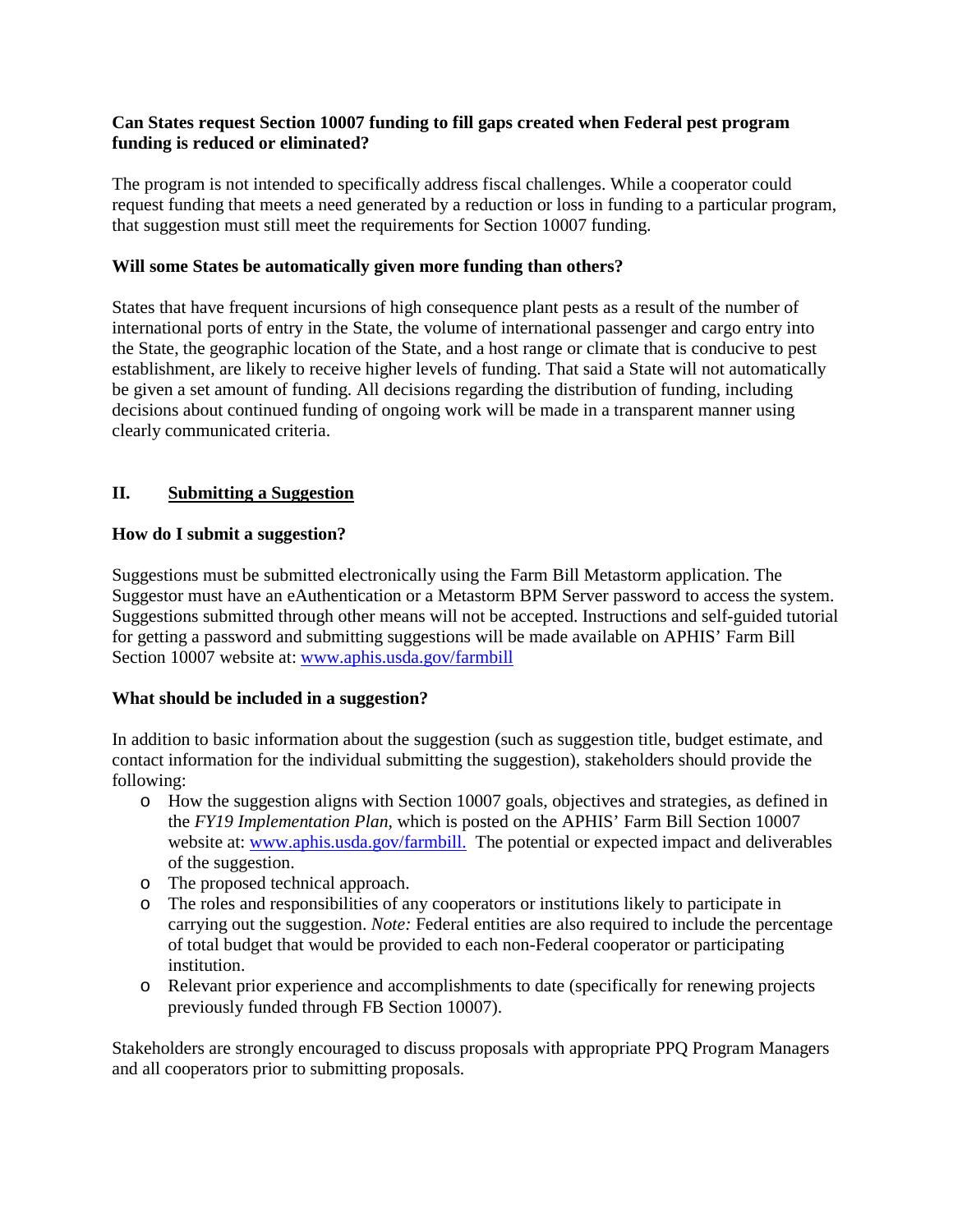**Can States request Section 10007 funding to fill gaps created when Federal pest program funding is reduced or eliminated?**

The program is not intended to specifically address fiscal challenges. While a cooperator could request funding that meets a need generated by a reduction or loss in funding to a particular program, that suggestion must still meet the requirements for Section 10007 funding.

**Will some States be automatically given more funding than others?**

States that have frequent incursions of high consequence plant pests as a result of the number of international ports of entry in the State, the volume of international passenger and cargo entry into the State, the geographic location of the State, and a host range or climate that is conducive to pest establishment, are likely to receive higher levels of funding. That said a State will not automatically be given a set amount of funding. All decisions regarding the distribution of funding, including decisions about continued funding of ongoing work will be made in a transparent manner using clearly communicated criteria.

## II. Submitting a Suggestion

**How do I submit a suggestion?**

Suggestions must be submitted electronically using the Farm Bill Metastorm application. The Suggestor must have an eAuthentication or a Metastorm BPM Server password to access the system. Suggestions submitted through other means will not be accepted. Instructions and self-guided tutorial for getting a password and submitting suggestions will be made available on APHIS' Farm Bill Section 10007 website at: [www.aphis.usda.gov/farmbill](http://www.aphis.usda.gov/farmbill)

**What should be included in a suggestion?**

In addition to basic information about the suggestion (such as suggestion title, budget estimate, and contact information for the individual submitting the suggestion), stakeholders should provide the following:

- How the suggestion aligns with Section 10007 goals, objectives and strategies, as defined in the *FY19 Implementation Plan*, which is posted on the APHIS' Farm Bill Section 10007 website at: [www.aphis.usda.gov/farmbill.](http://www.aphis.usda.gov/farmbill) The potential or expected impact and deliverables of the suggestion.
- The proposed technical approach.
- The roles and responsibilities of any cooperators or institutions likely to participate in carrying out the suggestion. *Note:* Federal entities are also required to include the percentage of total budget that would be provided to each non-Federal cooperator or participating institution.
- Relevant prior experience and accomplishments to date (specifically for renewing projects previously funded through FB Section 10007).

Stakeholders are strongly encouraged to discuss proposals with appropriate PPQ Program Managers and all cooperators prior to submitting proposals.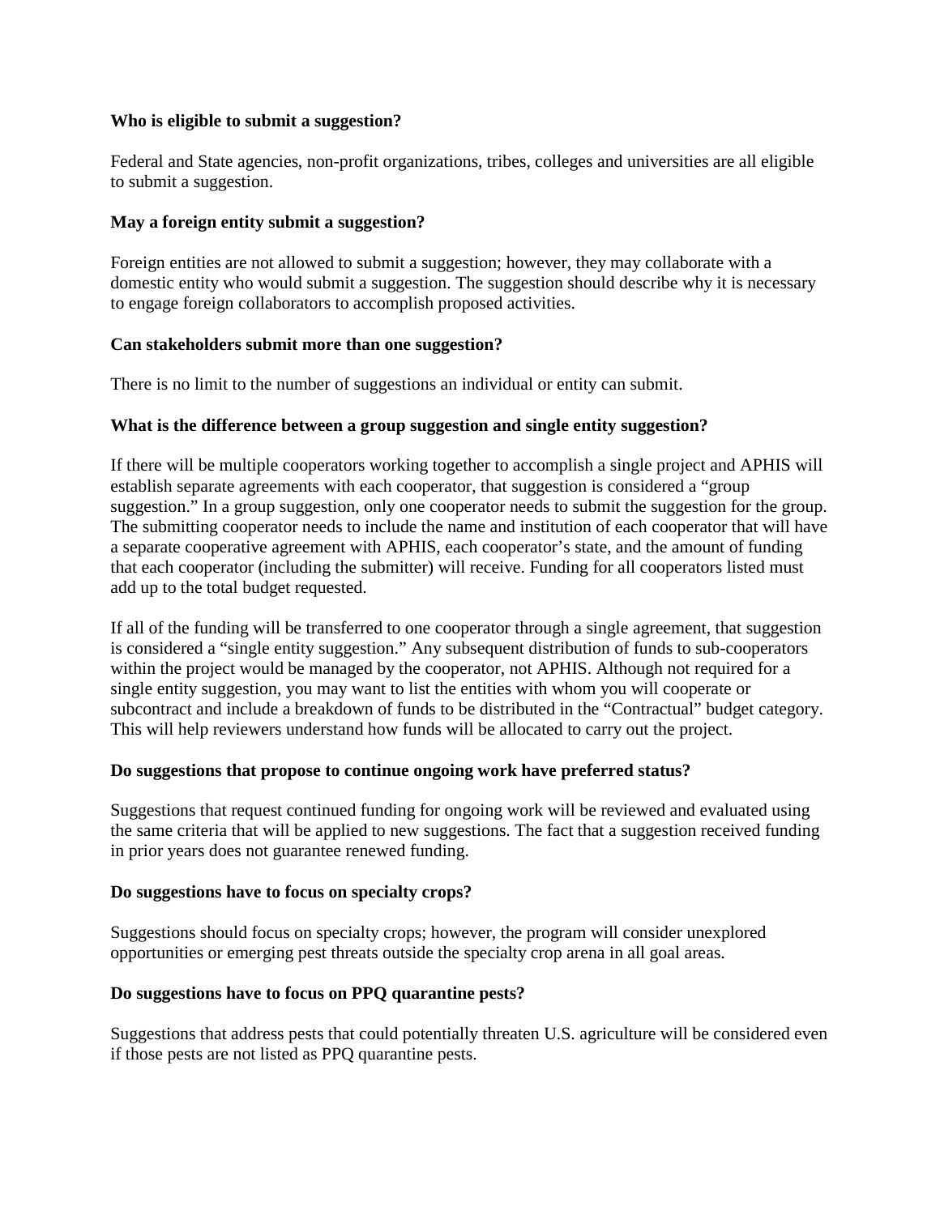**Who is eligible to submit a suggestion?**

Federal and State agencies, non-profit organizations, tribes, colleges and universities are all eligible to submit a suggestion.

**May a foreign entity submit a suggestion?**

Foreign entities are not allowed to submit a suggestion; however, they may collaborate with a domestic entity who would submit a suggestion. The suggestion should describe why it is necessary to engage foreign collaborators to accomplish proposed activities.

**Can stakeholders submit more than one suggestion?**

There is no limit to the number of suggestions an individual or entity can submit.

**What is the difference between a group suggestion and single entity suggestion?**

If there will be multiple cooperators working together to accomplish a single project and APHIS will establish separate agreements with each cooperator, that suggestion is considered a "group suggestion." In a group suggestion, only one cooperator needs to submit the suggestion for the group. The submitting cooperator needs to include the name and institution of each cooperator that will have a separate cooperative agreement with APHIS, each cooperator's state, and the amount of funding that each cooperator (including the submitter) will receive. Funding for all cooperators listed must add up to the total budget requested.

If all of the funding will be transferred to one cooperator through a single agreement, that suggestion is considered a "single entity suggestion." Any subsequent distribution of funds to sub-cooperators within the project would be managed by the cooperator, not APHIS. Although not required for a single entity suggestion, you may want to list the entities with whom you will cooperate or subcontract and include a breakdown of funds to be distributed in the "Contractual" budget category. This will help reviewers understand how funds will be allocated to carry out the project.

**Do suggestions that propose to continue ongoing work have preferred status?**

Suggestions that request continued funding for ongoing work will be reviewed and evaluated using the same criteria that will be applied to new suggestions. The fact that a suggestion received funding in prior years does not guarantee renewed funding.

**Do suggestions have to focus on specialty crops?**

Suggestions should focus on specialty crops; however, the program will consider unexplored opportunities or emerging pest threats outside the specialty crop arena in all goal areas.

**Do suggestions have to focus on PPQ quarantine pests?**

Suggestions that address pests that could potentially threaten U.S. agriculture will be considered even if those pests are not listed as PPQ quarantine pests.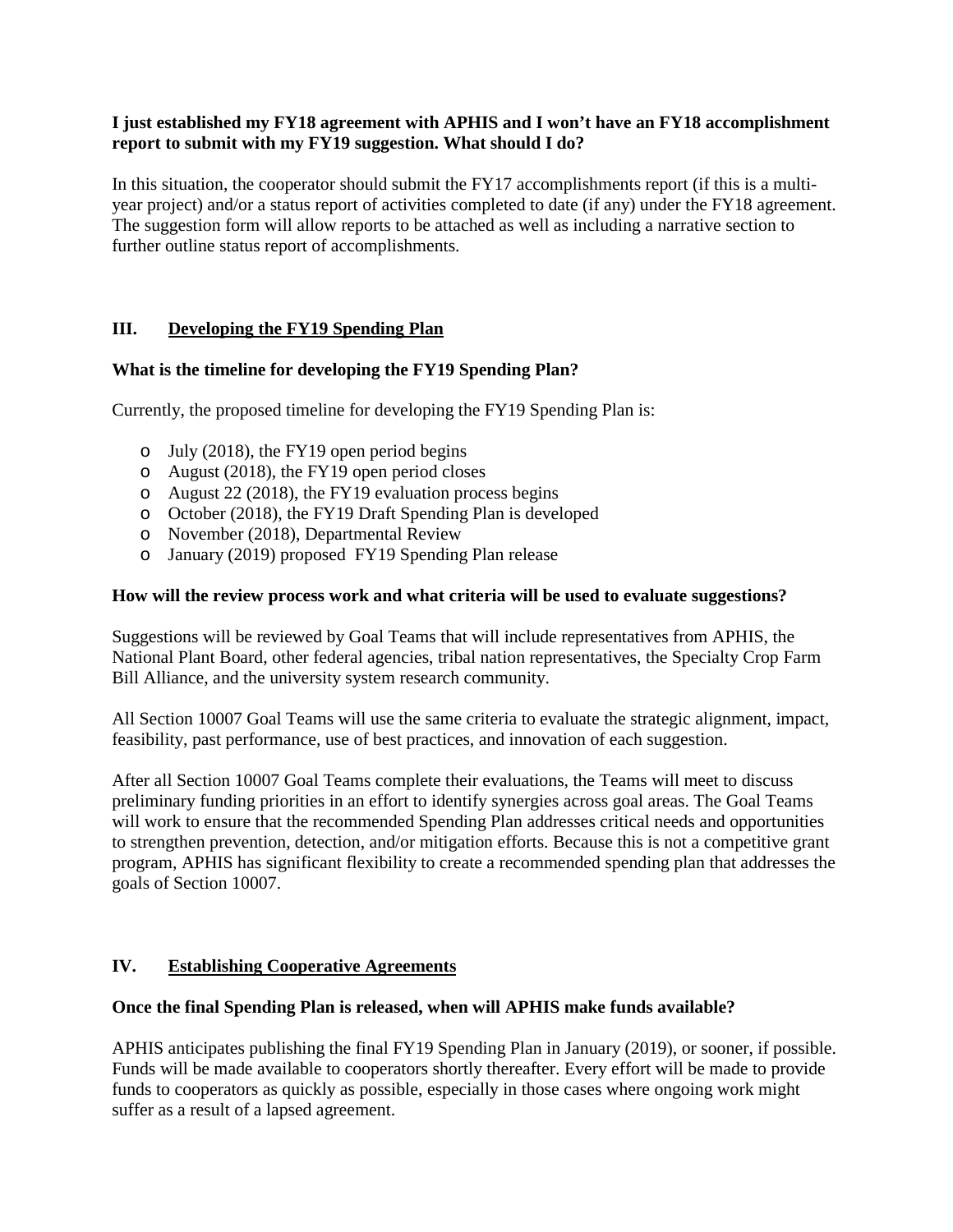**I just established my FY18 agreement with APHIS and I won't have an FY18 accomplishment report to submit with my FY19 suggestion. What should I do?**

In this situation, the cooperator should submit the FY17 accomplishments report (if this is a multi-year project) and/or a status report of activities completed to date (if any) under the FY18 agreement. The suggestion form will allow reports to be attached as well as including a narrative section to further outline status report of accomplishments.

## III. Developing the FY19 Spending Plan

**What is the timeline for developing the FY19 Spending Plan?**

Currently, the proposed timeline for developing the FY19 Spending Plan is:

- July (2018), the FY19 open period begins
- August (2018), the FY19 open period closes
- August 22 (2018), the FY19 evaluation process begins
- October (2018), the FY19 Draft Spending Plan is developed
- November (2018), Departmental Review
- January (2019) proposed FY19 Spending Plan release

**How will the review process work and what criteria will be used to evaluate suggestions?**

Suggestions will be reviewed by Goal Teams that will include representatives from APHIS, the National Plant Board, other federal agencies, tribal nation representatives, the Specialty Crop Farm Bill Alliance, and the university system research community.

All Section 10007 Goal Teams will use the same criteria to evaluate the strategic alignment, impact, feasibility, past performance, use of best practices, and innovation of each suggestion.

After all Section 10007 Goal Teams complete their evaluations, the Teams will meet to discuss preliminary funding priorities in an effort to identify synergies across goal areas. The Goal Teams will work to ensure that the recommended Spending Plan addresses critical needs and opportunities to strengthen prevention, detection, and/or mitigation efforts. Because this is not a competitive grant program, APHIS has significant flexibility to create a recommended spending plan that addresses the goals of Section 10007.

## IV. Establishing Cooperative Agreements

**Once the final Spending Plan is released, when will APHIS make funds available?**

APHIS anticipates publishing the final FY19 Spending Plan in January (2019), or sooner, if possible. Funds will be made available to cooperators shortly thereafter. Every effort will be made to provide funds to cooperators as quickly as possible, especially in those cases where ongoing work might suffer as a result of a lapsed agreement.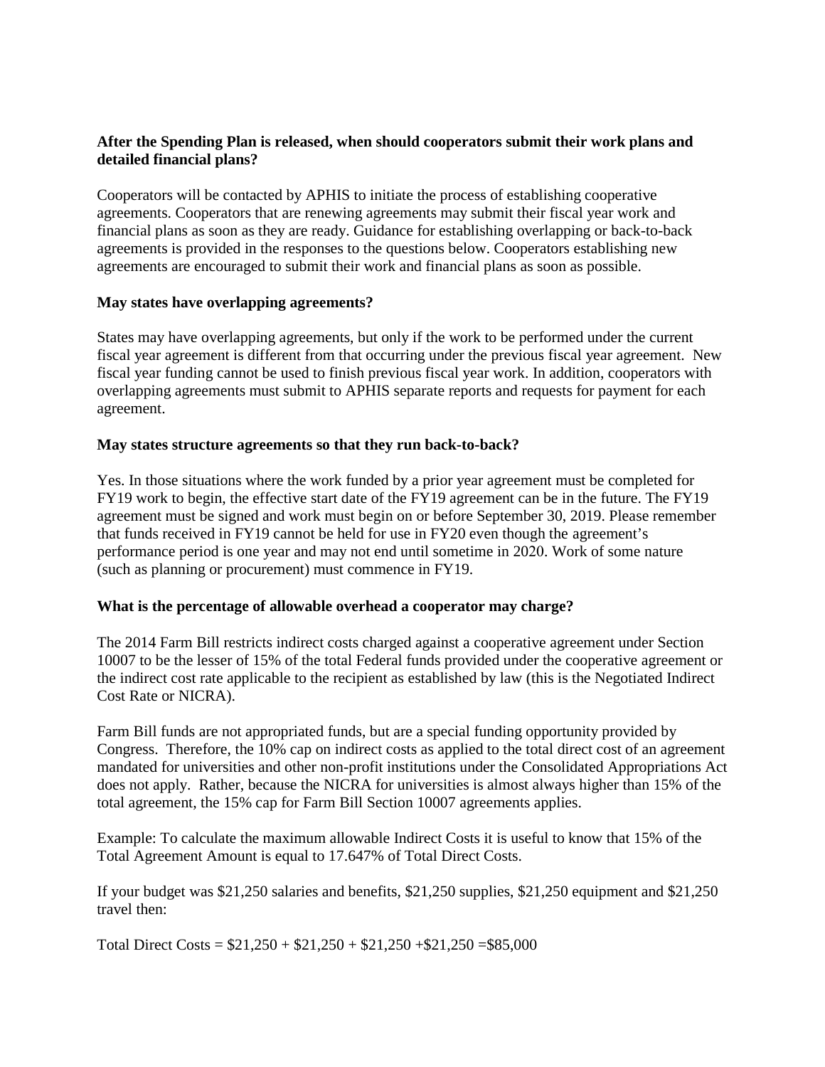**After the Spending Plan is released, when should cooperators submit their work plans and detailed financial plans?**

Cooperators will be contacted by APHIS to initiate the process of establishing cooperative agreements. Cooperators that are renewing agreements may submit their fiscal year work and financial plans as soon as they are ready. Guidance for establishing overlapping or back-to-back agreements is provided in the responses to the questions below. Cooperators establishing new agreements are encouraged to submit their work and financial plans as soon as possible.

**May states have overlapping agreements?**

States may have overlapping agreements, but only if the work to be performed under the current fiscal year agreement is different from that occurring under the previous fiscal year agreement. New fiscal year funding cannot be used to finish previous fiscal year work. In addition, cooperators with overlapping agreements must submit to APHIS separate reports and requests for payment for each agreement.

**May states structure agreements so that they run back-to-back?**

Yes. In those situations where the work funded by a prior year agreement must be completed for FY19 work to begin, the effective start date of the FY19 agreement can be in the future. The FY19 agreement must be signed and work must begin on or before September 30, 2019. Please remember that funds received in FY19 cannot be held for use in FY20 even though the agreement's performance period is one year and may not end until sometime in 2020. Work of some nature (such as planning or procurement) must commence in FY19.

**What is the percentage of allowable overhead a cooperator may charge?**

The 2014 Farm Bill restricts indirect costs charged against a cooperative agreement under Section 10007 to be the lesser of 15% of the total Federal funds provided under the cooperative agreement or the indirect cost rate applicable to the recipient as established by law (this is the Negotiated Indirect Cost Rate or NICRA).

Farm Bill funds are not appropriated funds, but are a special funding opportunity provided by Congress. Therefore, the 10% cap on indirect costs as applied to the total direct cost of an agreement mandated for universities and other non-profit institutions under the Consolidated Appropriations Act does not apply. Rather, because the NICRA for universities is almost always higher than 15% of the total agreement, the 15% cap for Farm Bill Section 10007 agreements applies.

Example: To calculate the maximum allowable Indirect Costs it is useful to know that 15% of the Total Agreement Amount is equal to 17.647% of Total Direct Costs.

If your budget was $21,250 salaries and benefits, $21,250 supplies, $21,250 equipment and $21,250 travel then:

Total Direct Costs = $21,250 + $21,250 + $21,250 +$21,250 =$85,000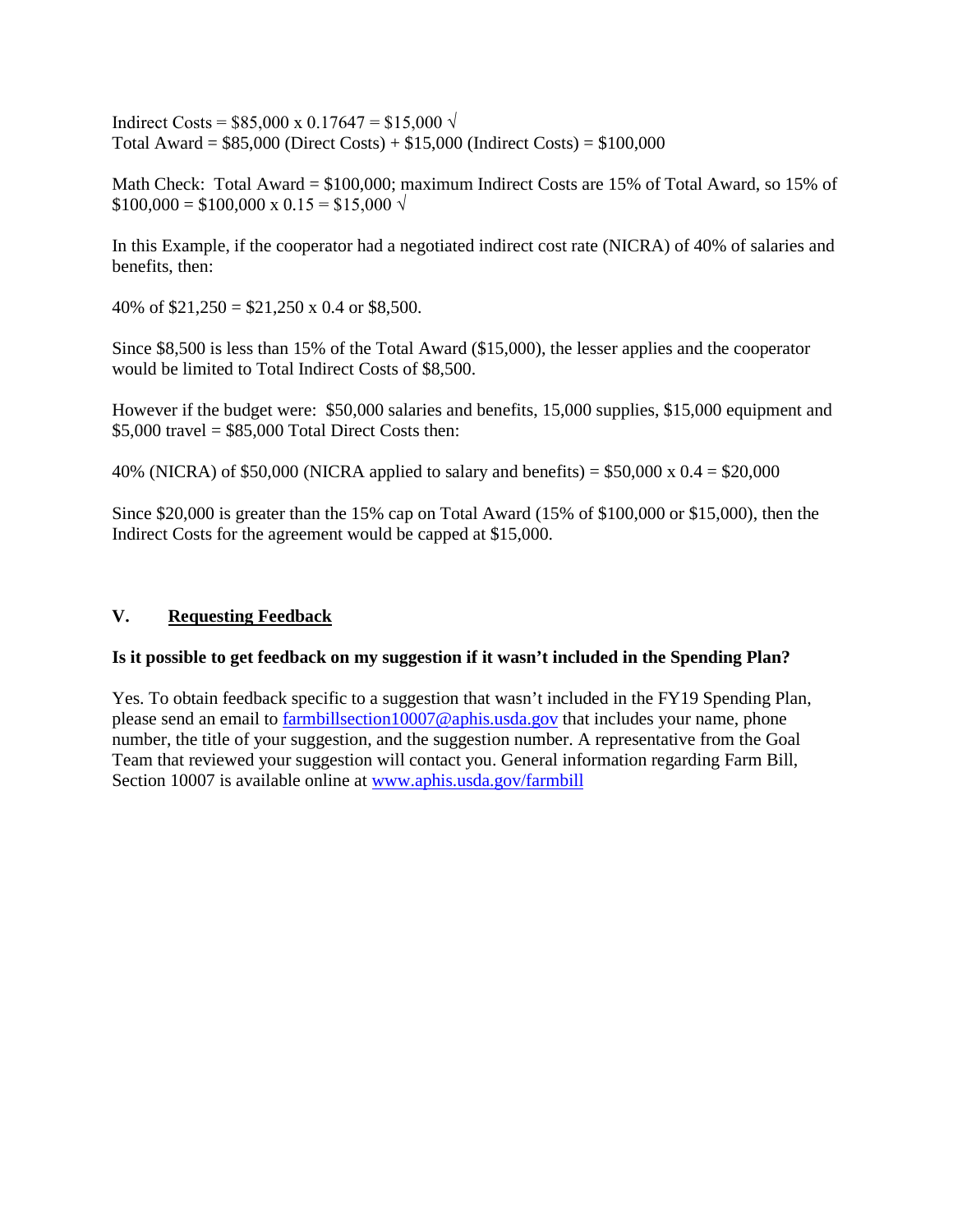Indirect Costs = \$85,000 x 0.17647 = \$15,000 √
Total Award = \$85,000 (Direct Costs) + \$15,000 (Indirect Costs) = \$100,000

Math Check: Total Award = \$100,000; maximum Indirect Costs are 15% of Total Award, so 15% of \$100,000 = \$100,000 x 0.15 = \$15,000 √

In this Example, if the cooperator had a negotiated indirect cost rate (NICRA) of 40% of salaries and benefits, then:

40% of \$21,250 = \$21,250 x 0.4 or \$8,500.

Since \$8,500 is less than 15% of the Total Award (\$15,000), the lesser applies and the cooperator would be limited to Total Indirect Costs of \$8,500.

However if the budget were: \$50,000 salaries and benefits, 15,000 supplies, \$15,000 equipment and \$5,000 travel = \$85,000 Total Direct Costs then:

40% (NICRA) of \$50,000 (NICRA applied to salary and benefits) = \$50,000 x 0.4 = \$20,000

Since \$20,000 is greater than the 15% cap on Total Award (15% of \$100,000 or \$15,000), then the Indirect Costs for the agreement would be capped at \$15,000.

## V. Requesting Feedback

**Is it possible to get feedback on my suggestion if it wasn't included in the Spending Plan?**

Yes. To obtain feedback specific to a suggestion that wasn't included in the FY19 Spending Plan, please send an email to farmbillsection10007@aphis.usda.gov that includes your name, phone number, the title of your suggestion, and the suggestion number. A representative from the Goal Team that reviewed your suggestion will contact you. General information regarding Farm Bill, Section 10007 is available online at www.aphis.usda.gov/farmbill